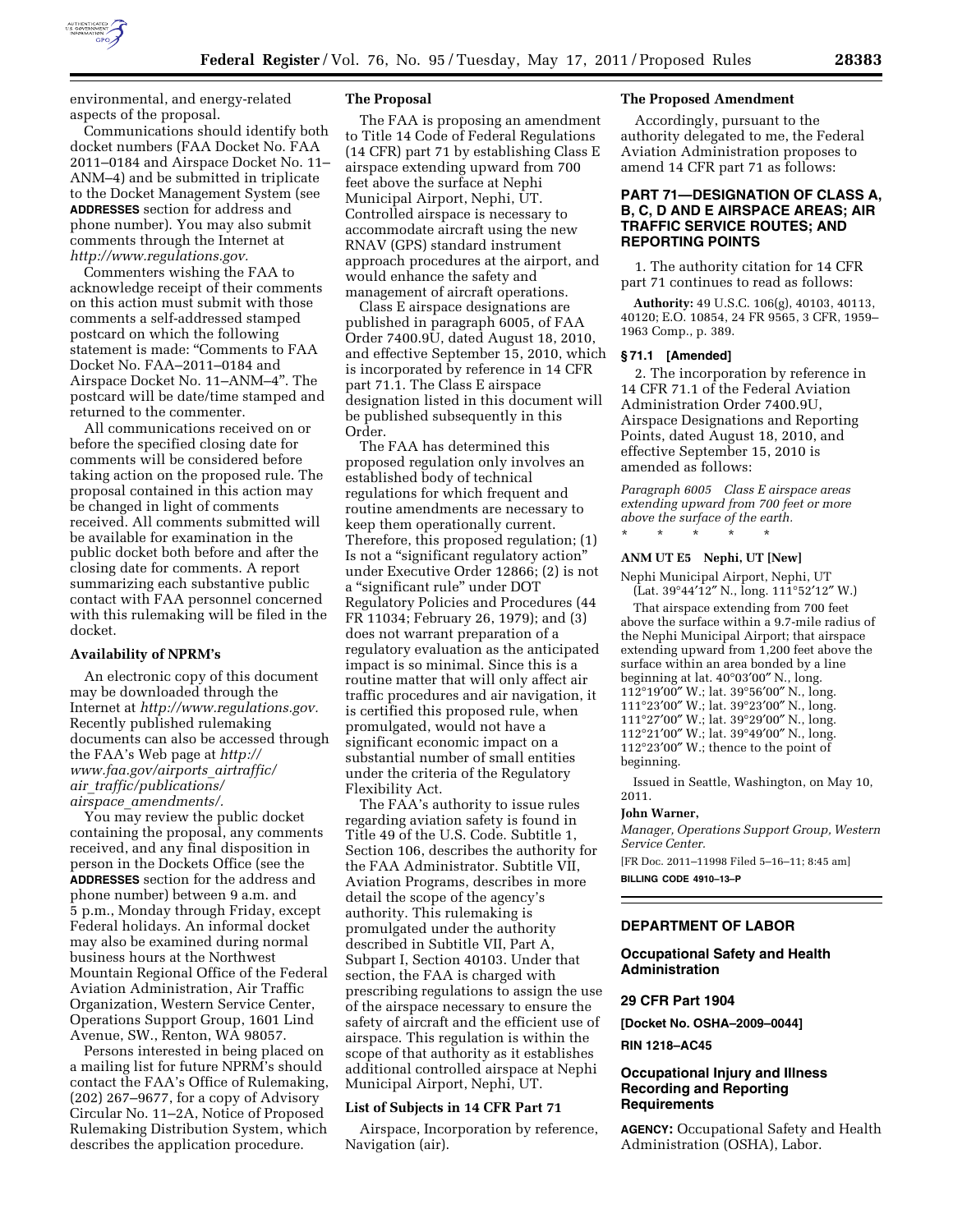environmental, and energy-related aspects of the proposal.

Communications should identify both docket numbers (FAA Docket No. FAA 2011–0184 and Airspace Docket No. 11–ANM–4) and be submitted in triplicate to the Docket Management System (see **ADDRESSES** section for address and phone number). You may also submit comments through the Internet at *http://www.regulations.gov*.

Commenters wishing the FAA to acknowledge receipt of their comments on this action must submit with those comments a self-addressed stamped postcard on which the following statement is made: "Comments to FAA Docket No. FAA–2011–0184 and Airspace Docket No. 11–ANM–4". The postcard will be date/time stamped and returned to the commenter.

All communications received on or before the specified closing date for comments will be considered before taking action on the proposed rule. The proposal contained in this action may be changed in light of comments received. All comments submitted will be available for examination in the public docket both before and after the closing date for comments. A report summarizing each substantive public contact with FAA personnel concerned with this rulemaking will be filed in the docket.

### Availability of NPRM's

An electronic copy of this document may be downloaded through the Internet at *http://www.regulations.gov*. Recently published rulemaking documents can also be accessed through the FAA's Web page at *http://www.faa.gov/airports_airtraffic/air_traffic/publications/airspace_amendments/*.

You may review the public docket containing the proposal, any comments received, and any final disposition in person in the Dockets Office (see the **ADDRESSES** section for the address and phone number) between 9 a.m. and 5 p.m., Monday through Friday, except Federal holidays. An informal docket may also be examined during normal business hours at the Northwest Mountain Regional Office of the Federal Aviation Administration, Air Traffic Organization, Western Service Center, Operations Support Group, 1601 Lind Avenue, SW., Renton, WA 98057.

Persons interested in being placed on a mailing list for future NPRM's should contact the FAA's Office of Rulemaking, (202) 267–9677, for a copy of Advisory Circular No. 11–2A, Notice of Proposed Rulemaking Distribution System, which describes the application procedure.

### The Proposal

The FAA is proposing an amendment to Title 14 Code of Federal Regulations (14 CFR) part 71 by establishing Class E airspace extending upward from 700 feet above the surface at Nephi Municipal Airport, Nephi, UT. Controlled airspace is necessary to accommodate aircraft using the new RNAV (GPS) standard instrument approach procedures at the airport, and would enhance the safety and management of aircraft operations.

Class E airspace designations are published in paragraph 6005, of FAA Order 7400.9U, dated August 18, 2010, and effective September 15, 2010, which is incorporated by reference in 14 CFR part 71.1. The Class E airspace designation listed in this document will be published subsequently in this Order.

The FAA has determined this proposed regulation only involves an established body of technical regulations for which frequent and routine amendments are necessary to keep them operationally current. Therefore, this proposed regulation; (1) Is not a "significant regulatory action" under Executive Order 12866; (2) is not a "significant rule" under DOT Regulatory Policies and Procedures (44 FR 11034; February 26, 1979); and (3) does not warrant preparation of a regulatory evaluation as the anticipated impact is so minimal. Since this is a routine matter that will only affect air traffic procedures and air navigation, it is certified this proposed rule, when promulgated, would not have a significant economic impact on a substantial number of small entities under the criteria of the Regulatory Flexibility Act.

The FAA's authority to issue rules regarding aviation safety is found in Title 49 of the U.S. Code. Subtitle 1, Section 106, describes the authority for the FAA Administrator. Subtitle VII, Aviation Programs, describes in more detail the scope of the agency's authority. This rulemaking is promulgated under the authority described in Subtitle VII, Part A, Subpart I, Section 40103. Under that section, the FAA is charged with prescribing regulations to assign the use of the airspace necessary to ensure the safety of aircraft and the efficient use of airspace. This regulation is within the scope of that authority as it establishes additional controlled airspace at Nephi Municipal Airport, Nephi, UT.

### List of Subjects in 14 CFR Part 71

Airspace, Incorporation by reference, Navigation (air).

### The Proposed Amendment

Accordingly, pursuant to the authority delegated to me, the Federal Aviation Administration proposes to amend 14 CFR part 71 as follows:

## PART 71—DESIGNATION OF CLASS A, B, C, D AND E AIRSPACE AREAS; AIR TRAFFIC SERVICE ROUTES; AND REPORTING POINTS

1. The authority citation for 14 CFR part 71 continues to read as follows:

**Authority:** 49 U.S.C. 106(g), 40103, 40113, 40120; E.O. 10854, 24 FR 9565, 3 CFR, 1959–1963 Comp., p. 389.

### § 71.1 [Amended]

2. The incorporation by reference in 14 CFR 71.1 of the Federal Aviation Administration Order 7400.9U, Airspace Designations and Reporting Points, dated August 18, 2010, and effective September 15, 2010 is amended as follows:

*Paragraph 6005 Class E airspace areas extending upward from 700 feet or more above the surface of the earth.*

\* \* \* \* \*

**ANM UT E5 Nephi, UT [New]**

Nephi Municipal Airport, Nephi, UT
(Lat. 39°44′12″ N., long. 111°52′12″ W.)

That airspace extending from 700 feet above the surface within a 9.7-mile radius of the Nephi Municipal Airport; that airspace extending upward from 1,200 feet above the surface within an area bonded by a line beginning at lat. 40°03′00″ N., long. 112°19′00″ W.; lat. 39°56′00″ N., long. 111°23′00″ W.; lat. 39°23′00″ N., long. 111°27′00″ W.; lat. 39°29′00″ N., long. 112°21′00″ W.; lat. 39°49′00″ N., long. 112°23′00″ W.; thence to the point of beginning.

Issued in Seattle, Washington, on May 10, 2011.

**John Warner,**

*Manager, Operations Support Group, Western Service Center.*

[FR Doc. 2011–11998 Filed 5–16–11; 8:45 am]

**BILLING CODE 4910–13–P**

---

## DEPARTMENT OF LABOR

### Occupational Safety and Health Administration

### 29 CFR Part 1904

**[Docket No. OSHA–2009–0044]**

**RIN 1218–AC45**

### Occupational Injury and Illness Recording and Reporting Requirements

**AGENCY:** Occupational Safety and Health Administration (OSHA), Labor.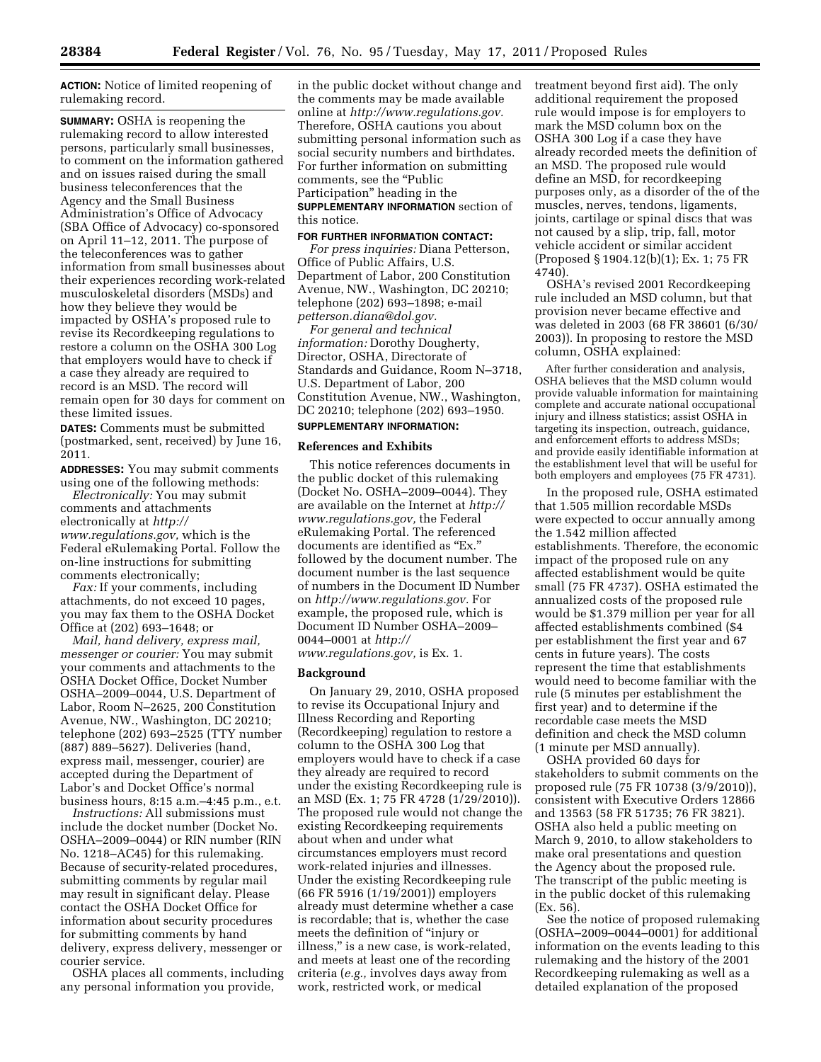**ACTION:** Notice of limited reopening of rulemaking record.

**SUMMARY:** OSHA is reopening the rulemaking record to allow interested persons, particularly small businesses, to comment on the information gathered and on issues raised during the small business teleconferences that the Agency and the Small Business Administration's Office of Advocacy (SBA Office of Advocacy) co-sponsored on April 11–12, 2011. The purpose of the teleconferences was to gather information from small businesses about their experiences recording work-related musculoskeletal disorders (MSDs) and how they believe they would be impacted by OSHA's proposed rule to revise its Recordkeeping regulations to restore a column on the OSHA 300 Log that employers would have to check if a case they already are required to record is an MSD. The record will remain open for 30 days for comment on these limited issues.

**DATES:** Comments must be submitted (postmarked, sent, received) by June 16, 2011.

**ADDRESSES:** You may submit comments using one of the following methods:

*Electronically:* You may submit comments and attachments electronically at *http://www.regulations.gov,* which is the Federal eRulemaking Portal. Follow the on-line instructions for submitting comments electronically;

*Fax:* If your comments, including attachments, do not exceed 10 pages, you may fax them to the OSHA Docket Office at (202) 693–1648; or

*Mail, hand delivery, express mail, messenger or courier:* You may submit your comments and attachments to the OSHA Docket Office, Docket Number OSHA–2009–0044, U.S. Department of Labor, Room N–2625, 200 Constitution Avenue, NW., Washington, DC 20210; telephone (202) 693–2525 (TTY number (887) 889–5627). Deliveries (hand, express mail, messenger, courier) are accepted during the Department of Labor's and Docket Office's normal business hours, 8:15 a.m.–4:45 p.m., e.t.

*Instructions:* All submissions must include the docket number (Docket No. OSHA–2009–0044) or RIN number (RIN No. 1218–AC45) for this rulemaking. Because of security-related procedures, submitting comments by regular mail may result in significant delay. Please contact the OSHA Docket Office for information about security procedures for submitting comments by hand delivery, express delivery, messenger or courier service.

OSHA places all comments, including any personal information you provide, in the public docket without change and the comments may be made available online at *http://www.regulations.gov.* Therefore, OSHA cautions you about submitting personal information such as social security numbers and birthdates. For further information on submitting comments, see the "Public Participation" heading in the **SUPPLEMENTARY INFORMATION** section of this notice.

**FOR FURTHER INFORMATION CONTACT:**

*For press inquiries:* Diana Petterson, Office of Public Affairs, U.S. Department of Labor, 200 Constitution Avenue, NW., Washington, DC 20210; telephone (202) 693–1898; e-mail *petterson.diana@dol.gov.*

*For general and technical information:* Dorothy Dougherty, Director, OSHA, Directorate of Standards and Guidance, Room N–3718, U.S. Department of Labor, 200 Constitution Avenue, NW., Washington, DC 20210; telephone (202) 693–1950.

**SUPPLEMENTARY INFORMATION:**

## References and Exhibits

This notice references documents in the public docket of this rulemaking (Docket No. OSHA–2009–0044). They are available on the Internet at *http://www.regulations.gov,* the Federal eRulemaking Portal. The referenced documents are identified as "Ex." followed by the document number. The document number is the last sequence of numbers in the Document ID Number on *http://www.regulations.gov*. For example, the proposed rule, which is Document ID Number OSHA–2009–0044–0001 at *http://www.regulations.gov,* is Ex. 1.

## Background

On January 29, 2010, OSHA proposed to revise its Occupational Injury and Illness Recording and Reporting (Recordkeeping) regulation to restore a column to the OSHA 300 Log that employers would have to check if a case they already are required to record under the existing Recordkeeping rule is an MSD (Ex. 1; 75 FR 4728 (1/29/2010)). The proposed rule would not change the existing Recordkeeping requirements about when and under what circumstances employers must record work-related injuries and illnesses. Under the existing Recordkeeping rule (66 FR 5916 (1/19/2001)) employers already must determine whether a case is recordable; that is, whether the case meets the definition of "injury or illness," is a new case, is work-related, and meets at least one of the recording criteria (*e.g.,* involves days away from work, restricted work, or medical treatment beyond first aid). The only additional requirement the proposed rule would impose is for employers to mark the MSD column box on the OSHA 300 Log if a case they have already recorded meets the definition of an MSD. The proposed rule would define an MSD, for recordkeeping purposes only, as a disorder of the of the muscles, nerves, tendons, ligaments, joints, cartilage or spinal discs that was not caused by a slip, trip, fall, motor vehicle accident or similar accident (Proposed § 1904.12(b)(1); Ex. 1; 75 FR 4740).

OSHA's revised 2001 Recordkeeping rule included an MSD column, but that provision never became effective and was deleted in 2003 (68 FR 38601 (6/30/2003)). In proposing to restore the MSD column, OSHA explained:

> After further consideration and analysis, OSHA believes that the MSD column would provide valuable information for maintaining complete and accurate national occupational injury and illness statistics; assist OSHA in targeting its inspection, outreach, guidance, and enforcement efforts to address MSDs; and provide easily identifiable information at the establishment level that will be useful for both employers and employees (75 FR 4731).

In the proposed rule, OSHA estimated that 1.505 million recordable MSDs were expected to occur annually among the 1.542 million affected establishments. Therefore, the economic impact of the proposed rule on any affected establishment would be quite small (75 FR 4737). OSHA estimated the annualized costs of the proposed rule would be $1.379 million per year for all affected establishments combined ($4 per establishment the first year and 67 cents in future years). The costs represent the time that establishments would need to become familiar with the rule (5 minutes per establishment the first year) and to determine if the recordable case meets the MSD definition and check the MSD column (1 minute per MSD annually).

OSHA provided 60 days for stakeholders to submit comments on the proposed rule (75 FR 10738 (3/9/2010)), consistent with Executive Orders 12866 and 13563 (58 FR 51735; 76 FR 3821). OSHA also held a public meeting on March 9, 2010, to allow stakeholders to make oral presentations and question the Agency about the proposed rule. The transcript of the public meeting is in the public docket of this rulemaking (Ex. 56).

See the notice of proposed rulemaking (OSHA–2009–0044–0001) for additional information on the events leading to this rulemaking and the history of the 2001 Recordkeeping rulemaking as well as a detailed explanation of the proposed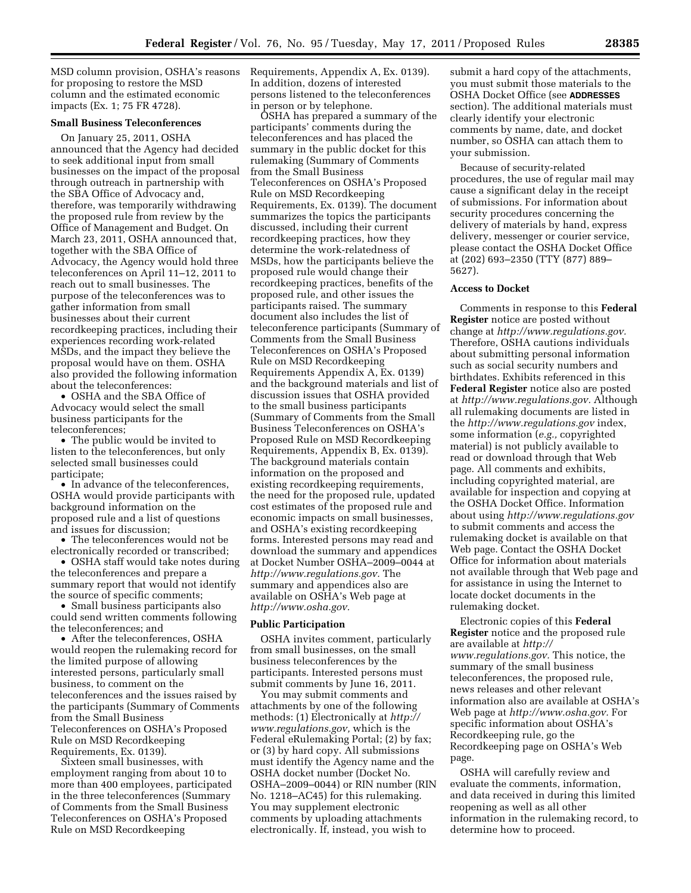MSD column provision, OSHA's reasons for proposing to restore the MSD column and the estimated economic impacts (Ex. 1; 75 FR 4728).

**Small Business Teleconferences**

On January 25, 2011, OSHA announced that the Agency had decided to seek additional input from small businesses on the impact of the proposal through outreach in partnership with the SBA Office of Advocacy and, therefore, was temporarily withdrawing the proposed rule from review by the Office of Management and Budget. On March 23, 2011, OSHA announced that, together with the SBA Office of Advocacy, the Agency would hold three teleconferences on April 11–12, 2011 to reach out to small businesses. The purpose of the teleconferences was to gather information from small businesses about their current recordkeeping practices, including their experiences recording work-related MSDs, and the impact they believe the proposal would have on them. OSHA also provided the following information about the teleconferences:

- OSHA and the SBA Office of Advocacy would select the small business participants for the teleconferences;
- The public would be invited to listen to the teleconferences, but only selected small businesses could participate;
- In advance of the teleconferences, OSHA would provide participants with background information on the proposed rule and a list of questions and issues for discussion;
- The teleconferences would not be electronically recorded or transcribed;
- OSHA staff would take notes during the teleconferences and prepare a summary report that would not identify the source of specific comments;
- Small business participants also could send written comments following the teleconferences; and
- After the teleconferences, OSHA would reopen the rulemaking record for the limited purpose of allowing interested persons, particularly small business, to comment on the teleconferences and the issues raised by the participants (Summary of Comments from the Small Business Teleconferences on OSHA's Proposed Rule on MSD Recordkeeping Requirements, Ex. 0139).

Sixteen small businesses, with employment ranging from about 10 to more than 400 employees, participated in the three teleconferences (Summary of Comments from the Small Business Teleconferences on OSHA's Proposed Rule on MSD Recordkeeping Requirements, Appendix A, Ex. 0139). In addition, dozens of interested persons listened to the teleconferences in person or by telephone.

OSHA has prepared a summary of the participants' comments during the teleconferences and has placed the summary in the public docket for this rulemaking (Summary of Comments from the Small Business Teleconferences on OSHA's Proposed Rule on MSD Recordkeeping Requirements, Ex. 0139). The document summarizes the topics the participants discussed, including their current recordkeeping practices, how they determine the work-relatedness of MSDs, how the participants believe the proposed rule would change their recordkeeping practices, benefits of the proposed rule, and other issues the participants raised. The summary document also includes the list of teleconference participants (Summary of Comments from the Small Business Teleconferences on OSHA's Proposed Rule on MSD Recordkeeping Requirements Appendix A, Ex. 0139) and the background materials and list of discussion issues that OSHA provided to the small business participants (Summary of Comments from the Small Business Teleconferences on OSHA's Proposed Rule on MSD Recordkeeping Requirements, Appendix B, Ex. 0139). The background materials contain information on the proposed and existing recordkeeping requirements, the need for the proposed rule, updated cost estimates of the proposed rule and economic impacts on small businesses, and OSHA's existing recordkeeping forms. Interested persons may read and download the summary and appendices at Docket Number OSHA–2009–0044 at *http://www.regulations.gov.* The summary and appendices also are available on OSHA's Web page at *http://www.osha.gov.*

**Public Participation**

OSHA invites comment, particularly from small businesses, on the small business teleconferences by the participants. Interested persons must submit comments by June 16, 2011.

You may submit comments and attachments by one of the following methods: (1) Electronically at *http://www.regulations.gov,* which is the Federal eRulemaking Portal; (2) by fax; or (3) by hard copy. All submissions must identify the Agency name and the OSHA docket number (Docket No. OSHA–2009–0044) or RIN number (RIN No. 1218–AC45) for this rulemaking. You may supplement electronic comments by uploading attachments electronically. If, instead, you wish to submit a hard copy of the attachments, you must submit those materials to the OSHA Docket Office (see **ADDRESSES** section). The additional materials must clearly identify your electronic comments by name, date, and docket number, so OSHA can attach them to your submission.

Because of security-related procedures, the use of regular mail may cause a significant delay in the receipt of submissions. For information about security procedures concerning the delivery of materials by hand, express delivery, messenger or courier service, please contact the OSHA Docket Office at (202) 693–2350 (TTY (877) 889–5627).

**Access to Docket**

Comments in response to this **Federal Register** notice are posted without change at *http://www.regulations.gov.* Therefore, OSHA cautions individuals about submitting personal information such as social security numbers and birthdates. Exhibits referenced in this **Federal Register** notice also are posted at *http://www.regulations.gov.* Although all rulemaking documents are listed in the *http://www.regulations.gov* index, some information (*e.g.,* copyrighted material) is not publicly available to read or download through that Web page. All comments and exhibits, including copyrighted material, are available for inspection and copying at the OSHA Docket Office. Information about using *http://www.regulations.gov* to submit comments and access the rulemaking docket is available on that Web page. Contact the OSHA Docket Office for information about materials not available through that Web page and for assistance in using the Internet to locate docket documents in the rulemaking docket.

Electronic copies of this **Federal Register** notice and the proposed rule are available at *http://www.regulations.gov.* This notice, the summary of the small business teleconferences, the proposed rule, news releases and other relevant information also are available at OSHA's Web page at *http://www.osha.gov.* For specific information about OSHA's Recordkeeping rule, go the Recordkeeping page on OSHA's Web page.

OSHA will carefully review and evaluate the comments, information, and data received in during this limited reopening as well as all other information in the rulemaking record, to determine how to proceed.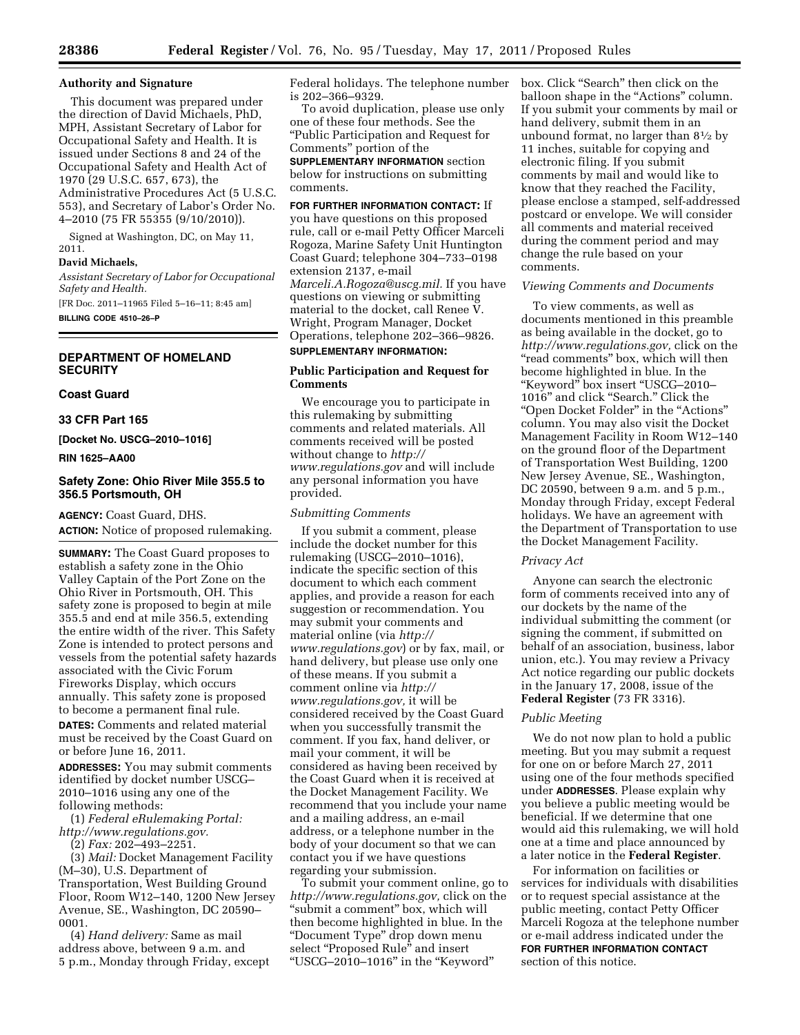**Authority and Signature**

This document was prepared under the direction of David Michaels, PhD, MPH, Assistant Secretary of Labor for Occupational Safety and Health. It is issued under Sections 8 and 24 of the Occupational Safety and Health Act of 1970 (29 U.S.C. 657, 673), the Administrative Procedures Act (5 U.S.C. 553), and Secretary of Labor's Order No. 4–2010 (75 FR 55355 (9/10/2010)).

Signed at Washington, DC, on May 11, 2011.

**David Michaels,**

*Assistant Secretary of Labor for Occupational Safety and Health.*

[FR Doc. 2011–11965 Filed 5–16–11; 8:45 am]

**BILLING CODE 4510–26–P**

---

## DEPARTMENT OF HOMELAND SECURITY

### Coast Guard

### 33 CFR Part 165

**[Docket No. USCG–2010–1016]**

**RIN 1625–AA00**

## Safety Zone: Ohio River Mile 355.5 to 356.5 Portsmouth, OH

**AGENCY:** Coast Guard, DHS.

**ACTION:** Notice of proposed rulemaking.

**SUMMARY:** The Coast Guard proposes to establish a safety zone in the Ohio Valley Captain of the Port Zone on the Ohio River in Portsmouth, OH. This safety zone is proposed to begin at mile 355.5 and end at mile 356.5, extending the entire width of the river. This Safety Zone is intended to protect persons and vessels from the potential safety hazards associated with the Civic Forum Fireworks Display, which occurs annually. This safety zone is proposed to become a permanent final rule.

**DATES:** Comments and related material must be received by the Coast Guard on or before June 16, 2011.

**ADDRESSES:** You may submit comments identified by docket number USCG–2010–1016 using any one of the following methods:

(1) *Federal eRulemaking Portal: http://www.regulations.gov.*

(2) *Fax:* 202–493–2251.

(3) *Mail:* Docket Management Facility (M–30), U.S. Department of Transportation, West Building Ground Floor, Room W12–140, 1200 New Jersey Avenue, SE., Washington, DC 20590–0001.

(4) *Hand delivery:* Same as mail address above, between 9 a.m. and 5 p.m., Monday through Friday, except Federal holidays. The telephone number is 202–366–9329.

To avoid duplication, please use only one of these four methods. See the "Public Participation and Request for Comments" portion of the **SUPPLEMENTARY INFORMATION** section below for instructions on submitting comments.

**FOR FURTHER INFORMATION CONTACT:** If you have questions on this proposed rule, call or e-mail Petty Officer Marceli Rogoza, Marine Safety Unit Huntington Coast Guard; telephone 304–733–0198 extension 2137, e-mail *Marceli.A.Rogoza@uscg.mil.* If you have questions on viewing or submitting material to the docket, call Renee V. Wright, Program Manager, Docket Operations, telephone 202–366–9826.

**SUPPLEMENTARY INFORMATION:**

### Public Participation and Request for Comments

We encourage you to participate in this rulemaking by submitting comments and related materials. All comments received will be posted without change to *http://www.regulations.gov* and will include any personal information you have provided.

#### *Submitting Comments*

If you submit a comment, please include the docket number for this rulemaking (USCG–2010–1016), indicate the specific section of this document to which each comment applies, and provide a reason for each suggestion or recommendation. You may submit your comments and material online (via *http://www.regulations.gov*) or by fax, mail, or hand delivery, but please use only one of these means. If you submit a comment online via *http://www.regulations.gov,* it will be considered received by the Coast Guard when you successfully transmit the comment. If you fax, hand deliver, or mail your comment, it will be considered as having been received by the Coast Guard when it is received at the Docket Management Facility. We recommend that you include your name and a mailing address, an e-mail address, or a telephone number in the body of your document so that we can contact you if we have questions regarding your submission.

To submit your comment online, go to *http://www.regulations.gov,* click on the "submit a comment" box, which will then become highlighted in blue. In the "Document Type" drop down menu select "Proposed Rule" and insert "USCG–2010–1016" in the "Keyword" box. Click "Search" then click on the balloon shape in the "Actions" column. If you submit your comments by mail or hand delivery, submit them in an unbound format, no larger than 8½ by 11 inches, suitable for copying and electronic filing. If you submit comments by mail and would like to know that they reached the Facility, please enclose a stamped, self-addressed postcard or envelope. We will consider all comments and material received during the comment period and may change the rule based on your comments.

#### *Viewing Comments and Documents*

To view comments, as well as documents mentioned in this preamble as being available in the docket, go to *http://www.regulations.gov,* click on the "read comments" box, which will then become highlighted in blue. In the "Keyword" box insert "USCG–2010–1016" and click "Search." Click the "Open Docket Folder" in the "Actions" column. You may also visit the Docket Management Facility in Room W12–140 on the ground floor of the Department of Transportation West Building, 1200 New Jersey Avenue, SE., Washington, DC 20590, between 9 a.m. and 5 p.m., Monday through Friday, except Federal holidays. We have an agreement with the Department of Transportation to use the Docket Management Facility.

#### *Privacy Act*

Anyone can search the electronic form of comments received into any of our dockets by the name of the individual submitting the comment (or signing the comment, if submitted on behalf of an association, business, labor union, etc.). You may review a Privacy Act notice regarding our public dockets in the January 17, 2008, issue of the **Federal Register** (73 FR 3316).

#### *Public Meeting*

We do not now plan to hold a public meeting. But you may submit a request for one on or before March 27, 2011 using one of the four methods specified under **ADDRESSES**. Please explain why you believe a public meeting would be beneficial. If we determine that one would aid this rulemaking, we will hold one at a time and place announced by a later notice in the **Federal Register**.

For information on facilities or services for individuals with disabilities or to request special assistance at the public meeting, contact Petty Officer Marceli Rogoza at the telephone number or e-mail address indicated under the **FOR FURTHER INFORMATION CONTACT** section of this notice.